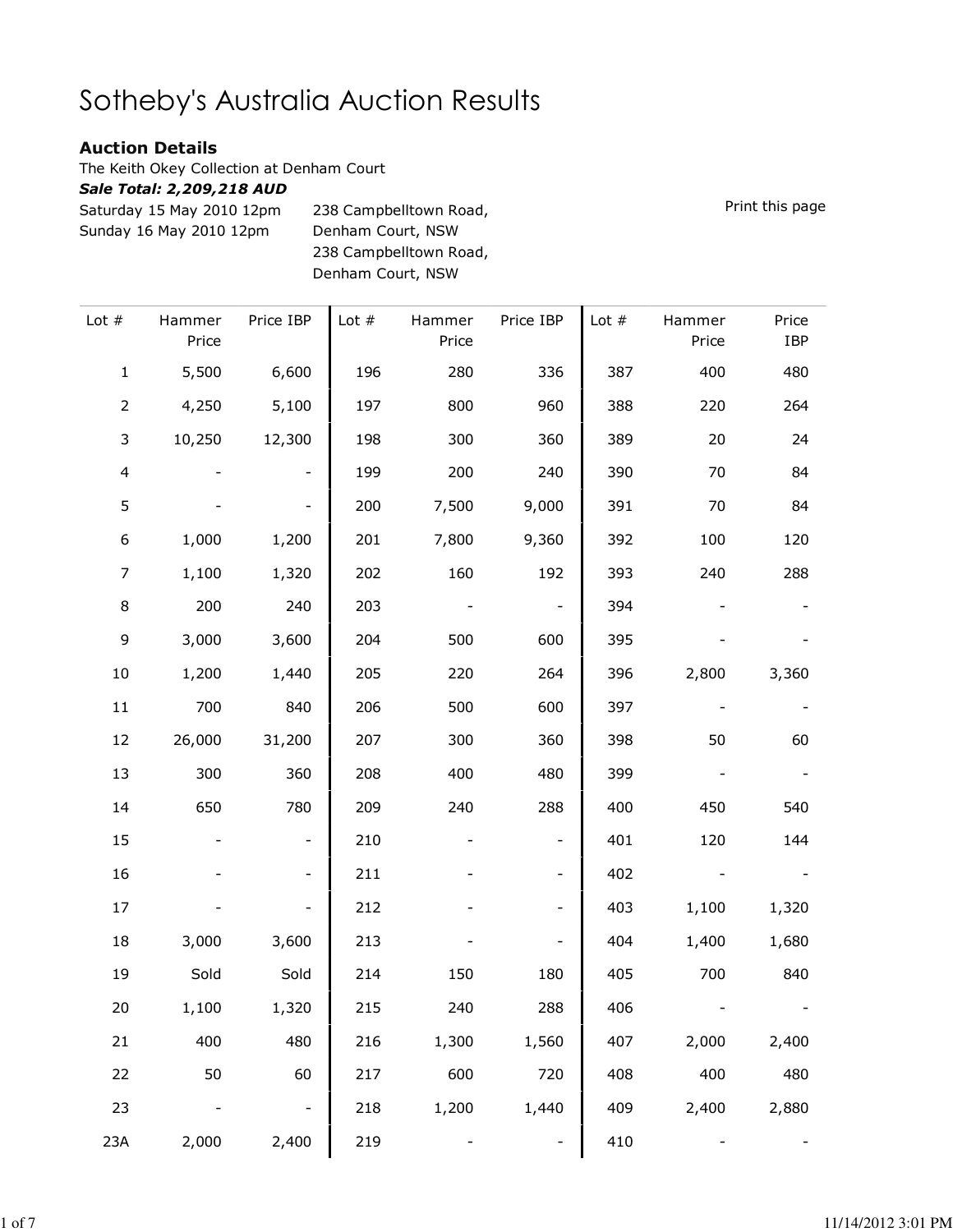# Sotheby's Australia Auction Results

**Auction Details**

The Keith Okey Collection at Denham Court

***Sale Total: 2,209,218 AUD***

Saturday 15 May 2010 12pm — 238 Campbelltown Road, Denham Court, NSW

Sunday 16 May 2010 12pm — 238 Campbelltown Road, Denham Court, NSW

Print this page

| Lot # | Hammer Price | Price IBP | Lot # | Hammer Price | Price IBP | Lot # | Hammer Price | Price IBP |
|---|---|---|---|---|---|---|---|---|
| 1 | 5,500 | 6,600 | 196 | 280 | 336 | 387 | 400 | 480 |
| 2 | 4,250 | 5,100 | 197 | 800 | 960 | 388 | 220 | 264 |
| 3 | 10,250 | 12,300 | 198 | 300 | 360 | 389 | 20 | 24 |
| 4 | - | - | 199 | 200 | 240 | 390 | 70 | 84 |
| 5 | - | - | 200 | 7,500 | 9,000 | 391 | 70 | 84 |
| 6 | 1,000 | 1,200 | 201 | 7,800 | 9,360 | 392 | 100 | 120 |
| 7 | 1,100 | 1,320 | 202 | 160 | 192 | 393 | 240 | 288 |
| 8 | 200 | 240 | 203 | - | - | 394 | - | - |
| 9 | 3,000 | 3,600 | 204 | 500 | 600 | 395 | - | - |
| 10 | 1,200 | 1,440 | 205 | 220 | 264 | 396 | 2,800 | 3,360 |
| 11 | 700 | 840 | 206 | 500 | 600 | 397 | - | - |
| 12 | 26,000 | 31,200 | 207 | 300 | 360 | 398 | 50 | 60 |
| 13 | 300 | 360 | 208 | 400 | 480 | 399 | - | - |
| 14 | 650 | 780 | 209 | 240 | 288 | 400 | 450 | 540 |
| 15 | - | - | 210 | - | - | 401 | 120 | 144 |
| 16 | - | - | 211 | - | - | 402 | - | - |
| 17 | - | - | 212 | - | - | 403 | 1,100 | 1,320 |
| 18 | 3,000 | 3,600 | 213 | - | - | 404 | 1,400 | 1,680 |
| 19 | Sold | Sold | 214 | 150 | 180 | 405 | 700 | 840 |
| 20 | 1,100 | 1,320 | 215 | 240 | 288 | 406 | - | - |
| 21 | 400 | 480 | 216 | 1,300 | 1,560 | 407 | 2,000 | 2,400 |
| 22 | 50 | 60 | 217 | 600 | 720 | 408 | 400 | 480 |
| 23 | - | - | 218 | 1,200 | 1,440 | 409 | 2,400 | 2,880 |
| 23A | 2,000 | 2,400 | 219 | - | - | 410 | - | - |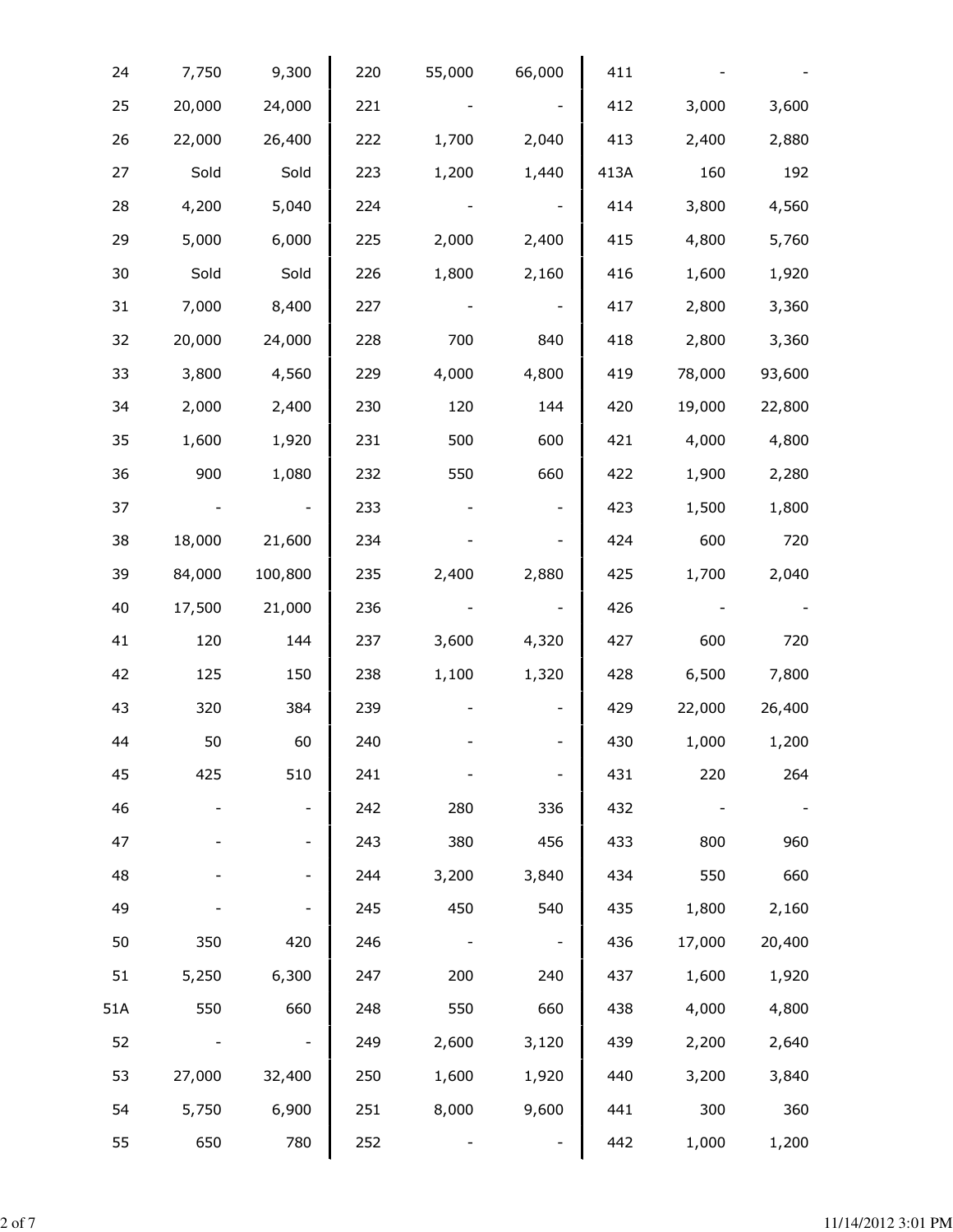| | | | | | | | | |
|---|---|---|---|---|---|---|---|---|
| 24 | 7,750 | 9,300 | 220 | 55,000 | 66,000 | 411 | - | - |
| 25 | 20,000 | 24,000 | 221 | - | - | 412 | 3,000 | 3,600 |
| 26 | 22,000 | 26,400 | 222 | 1,700 | 2,040 | 413 | 2,400 | 2,880 |
| 27 | Sold | Sold | 223 | 1,200 | 1,440 | 413A | 160 | 192 |
| 28 | 4,200 | 5,040 | 224 | - | - | 414 | 3,800 | 4,560 |
| 29 | 5,000 | 6,000 | 225 | 2,000 | 2,400 | 415 | 4,800 | 5,760 |
| 30 | Sold | Sold | 226 | 1,800 | 2,160 | 416 | 1,600 | 1,920 |
| 31 | 7,000 | 8,400 | 227 | - | - | 417 | 2,800 | 3,360 |
| 32 | 20,000 | 24,000 | 228 | 700 | 840 | 418 | 2,800 | 3,360 |
| 33 | 3,800 | 4,560 | 229 | 4,000 | 4,800 | 419 | 78,000 | 93,600 |
| 34 | 2,000 | 2,400 | 230 | 120 | 144 | 420 | 19,000 | 22,800 |
| 35 | 1,600 | 1,920 | 231 | 500 | 600 | 421 | 4,000 | 4,800 |
| 36 | 900 | 1,080 | 232 | 550 | 660 | 422 | 1,900 | 2,280 |
| 37 | - | - | 233 | - | - | 423 | 1,500 | 1,800 |
| 38 | 18,000 | 21,600 | 234 | - | - | 424 | 600 | 720 |
| 39 | 84,000 | 100,800 | 235 | 2,400 | 2,880 | 425 | 1,700 | 2,040 |
| 40 | 17,500 | 21,000 | 236 | - | - | 426 | - | - |
| 41 | 120 | 144 | 237 | 3,600 | 4,320 | 427 | 600 | 720 |
| 42 | 125 | 150 | 238 | 1,100 | 1,320 | 428 | 6,500 | 7,800 |
| 43 | 320 | 384 | 239 | - | - | 429 | 22,000 | 26,400 |
| 44 | 50 | 60 | 240 | - | - | 430 | 1,000 | 1,200 |
| 45 | 425 | 510 | 241 | - | - | 431 | 220 | 264 |
| 46 | - | - | 242 | 280 | 336 | 432 | - | - |
| 47 | - | - | 243 | 380 | 456 | 433 | 800 | 960 |
| 48 | - | - | 244 | 3,200 | 3,840 | 434 | 550 | 660 |
| 49 | - | - | 245 | 450 | 540 | 435 | 1,800 | 2,160 |
| 50 | 350 | 420 | 246 | - | - | 436 | 17,000 | 20,400 |
| 51 | 5,250 | 6,300 | 247 | 200 | 240 | 437 | 1,600 | 1,920 |
| 51A | 550 | 660 | 248 | 550 | 660 | 438 | 4,000 | 4,800 |
| 52 | - | - | 249 | 2,600 | 3,120 | 439 | 2,200 | 2,640 |
| 53 | 27,000 | 32,400 | 250 | 1,600 | 1,920 | 440 | 3,200 | 3,840 |
| 54 | 5,750 | 6,900 | 251 | 8,000 | 9,600 | 441 | 300 | 360 |
| 55 | 650 | 780 | 252 | - | - | 442 | 1,000 | 1,200 |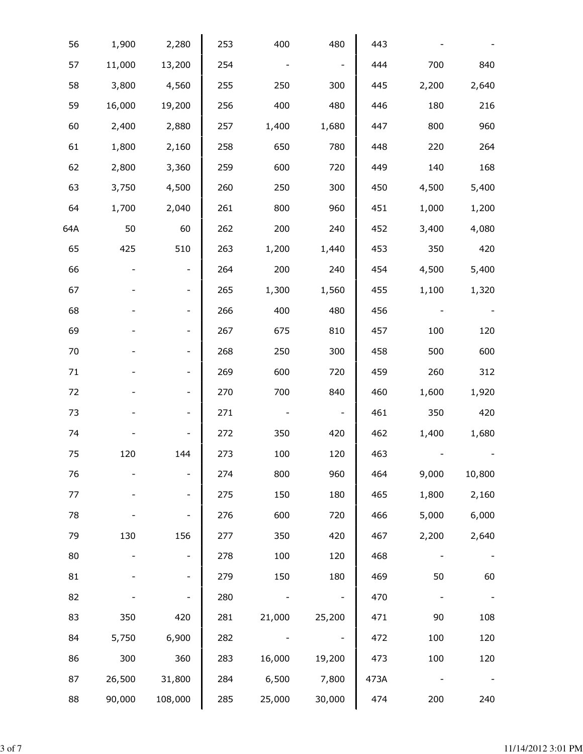| | | | | | | | | |
|---|---|---|---|---|---|---|---|---|
| 56 | 1,900 | 2,280 | 253 | 400 | 480 | 443 | - | - |
| 57 | 11,000 | 13,200 | 254 | - | - | 444 | 700 | 840 |
| 58 | 3,800 | 4,560 | 255 | 250 | 300 | 445 | 2,200 | 2,640 |
| 59 | 16,000 | 19,200 | 256 | 400 | 480 | 446 | 180 | 216 |
| 60 | 2,400 | 2,880 | 257 | 1,400 | 1,680 | 447 | 800 | 960 |
| 61 | 1,800 | 2,160 | 258 | 650 | 780 | 448 | 220 | 264 |
| 62 | 2,800 | 3,360 | 259 | 600 | 720 | 449 | 140 | 168 |
| 63 | 3,750 | 4,500 | 260 | 250 | 300 | 450 | 4,500 | 5,400 |
| 64 | 1,700 | 2,040 | 261 | 800 | 960 | 451 | 1,000 | 1,200 |
| 64A | 50 | 60 | 262 | 200 | 240 | 452 | 3,400 | 4,080 |
| 65 | 425 | 510 | 263 | 1,200 | 1,440 | 453 | 350 | 420 |
| 66 | - | - | 264 | 200 | 240 | 454 | 4,500 | 5,400 |
| 67 | - | - | 265 | 1,300 | 1,560 | 455 | 1,100 | 1,320 |
| 68 | - | - | 266 | 400 | 480 | 456 | - | - |
| 69 | - | - | 267 | 675 | 810 | 457 | 100 | 120 |
| 70 | - | - | 268 | 250 | 300 | 458 | 500 | 600 |
| 71 | - | - | 269 | 600 | 720 | 459 | 260 | 312 |
| 72 | - | - | 270 | 700 | 840 | 460 | 1,600 | 1,920 |
| 73 | - | - | 271 | - | - | 461 | 350 | 420 |
| 74 | - | - | 272 | 350 | 420 | 462 | 1,400 | 1,680 |
| 75 | 120 | 144 | 273 | 100 | 120 | 463 | - | - |
| 76 | - | - | 274 | 800 | 960 | 464 | 9,000 | 10,800 |
| 77 | - | - | 275 | 150 | 180 | 465 | 1,800 | 2,160 |
| 78 | - | - | 276 | 600 | 720 | 466 | 5,000 | 6,000 |
| 79 | 130 | 156 | 277 | 350 | 420 | 467 | 2,200 | 2,640 |
| 80 | - | - | 278 | 100 | 120 | 468 | - | - |
| 81 | - | - | 279 | 150 | 180 | 469 | 50 | 60 |
| 82 | - | - | 280 | - | - | 470 | - | - |
| 83 | 350 | 420 | 281 | 21,000 | 25,200 | 471 | 90 | 108 |
| 84 | 5,750 | 6,900 | 282 | - | - | 472 | 100 | 120 |
| 86 | 300 | 360 | 283 | 16,000 | 19,200 | 473 | 100 | 120 |
| 87 | 26,500 | 31,800 | 284 | 6,500 | 7,800 | 473A | - | - |
| 88 | 90,000 | 108,000 | 285 | 25,000 | 30,000 | 474 | 200 | 240 |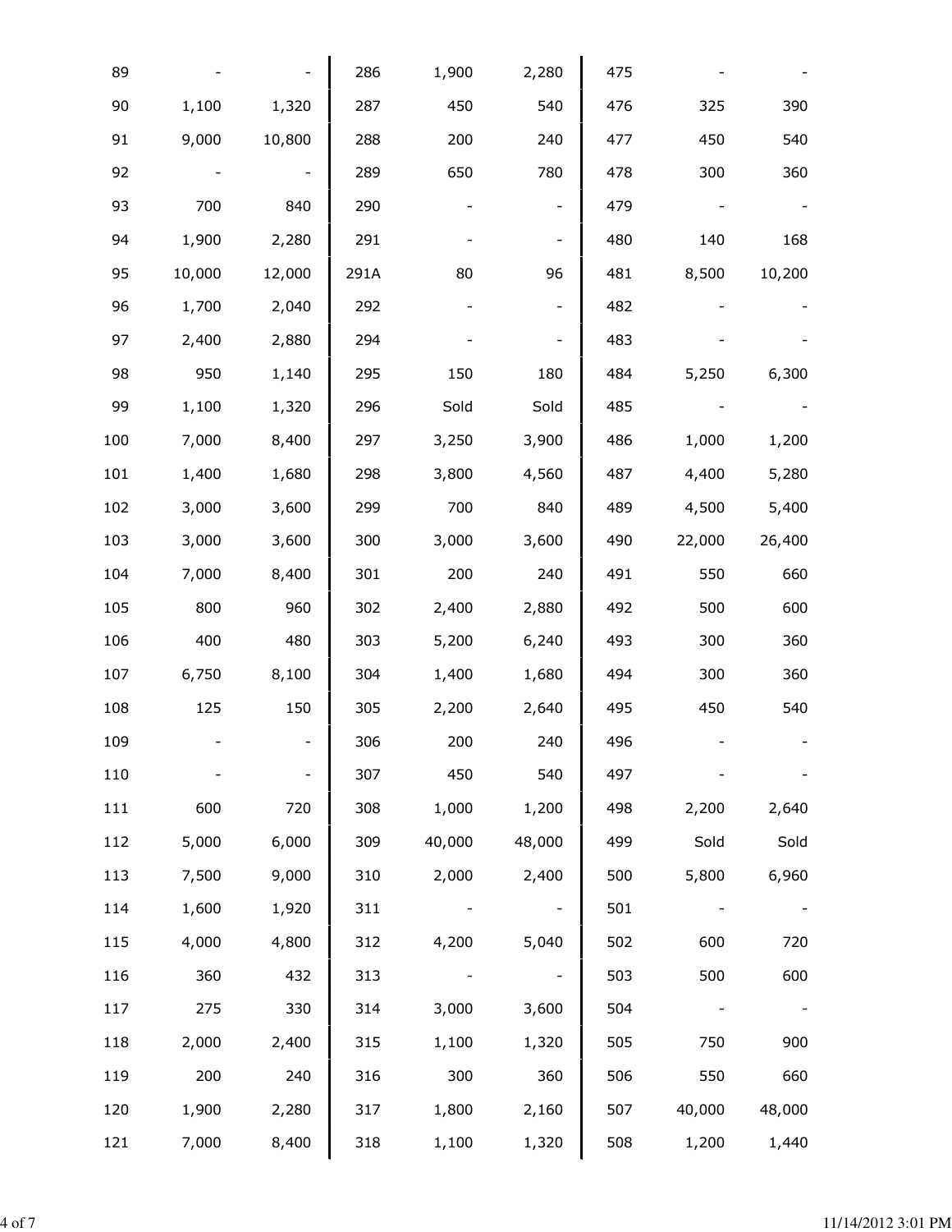| | | | | | | | | |
|---|---|---|---|---|---|---|---|---|
| 89 | - | - | 286 | 1,900 | 2,280 | 475 | - | - |
| 90 | 1,100 | 1,320 | 287 | 450 | 540 | 476 | 325 | 390 |
| 91 | 9,000 | 10,800 | 288 | 200 | 240 | 477 | 450 | 540 |
| 92 | - | - | 289 | 650 | 780 | 478 | 300 | 360 |
| 93 | 700 | 840 | 290 | - | - | 479 | - | - |
| 94 | 1,900 | 2,280 | 291 | - | - | 480 | 140 | 168 |
| 95 | 10,000 | 12,000 | 291A | 80 | 96 | 481 | 8,500 | 10,200 |
| 96 | 1,700 | 2,040 | 292 | - | - | 482 | - | - |
| 97 | 2,400 | 2,880 | 294 | - | - | 483 | - | - |
| 98 | 950 | 1,140 | 295 | 150 | 180 | 484 | 5,250 | 6,300 |
| 99 | 1,100 | 1,320 | 296 | Sold | Sold | 485 | - | - |
| 100 | 7,000 | 8,400 | 297 | 3,250 | 3,900 | 486 | 1,000 | 1,200 |
| 101 | 1,400 | 1,680 | 298 | 3,800 | 4,560 | 487 | 4,400 | 5,280 |
| 102 | 3,000 | 3,600 | 299 | 700 | 840 | 489 | 4,500 | 5,400 |
| 103 | 3,000 | 3,600 | 300 | 3,000 | 3,600 | 490 | 22,000 | 26,400 |
| 104 | 7,000 | 8,400 | 301 | 200 | 240 | 491 | 550 | 660 |
| 105 | 800 | 960 | 302 | 2,400 | 2,880 | 492 | 500 | 600 |
| 106 | 400 | 480 | 303 | 5,200 | 6,240 | 493 | 300 | 360 |
| 107 | 6,750 | 8,100 | 304 | 1,400 | 1,680 | 494 | 300 | 360 |
| 108 | 125 | 150 | 305 | 2,200 | 2,640 | 495 | 450 | 540 |
| 109 | - | - | 306 | 200 | 240 | 496 | - | - |
| 110 | - | - | 307 | 450 | 540 | 497 | - | - |
| 111 | 600 | 720 | 308 | 1,000 | 1,200 | 498 | 2,200 | 2,640 |
| 112 | 5,000 | 6,000 | 309 | 40,000 | 48,000 | 499 | Sold | Sold |
| 113 | 7,500 | 9,000 | 310 | 2,000 | 2,400 | 500 | 5,800 | 6,960 |
| 114 | 1,600 | 1,920 | 311 | - | - | 501 | - | - |
| 115 | 4,000 | 4,800 | 312 | 4,200 | 5,040 | 502 | 600 | 720 |
| 116 | 360 | 432 | 313 | - | - | 503 | 500 | 600 |
| 117 | 275 | 330 | 314 | 3,000 | 3,600 | 504 | - | - |
| 118 | 2,000 | 2,400 | 315 | 1,100 | 1,320 | 505 | 750 | 900 |
| 119 | 200 | 240 | 316 | 300 | 360 | 506 | 550 | 660 |
| 120 | 1,900 | 2,280 | 317 | 1,800 | 2,160 | 507 | 40,000 | 48,000 |
| 121 | 7,000 | 8,400 | 318 | 1,100 | 1,320 | 508 | 1,200 | 1,440 |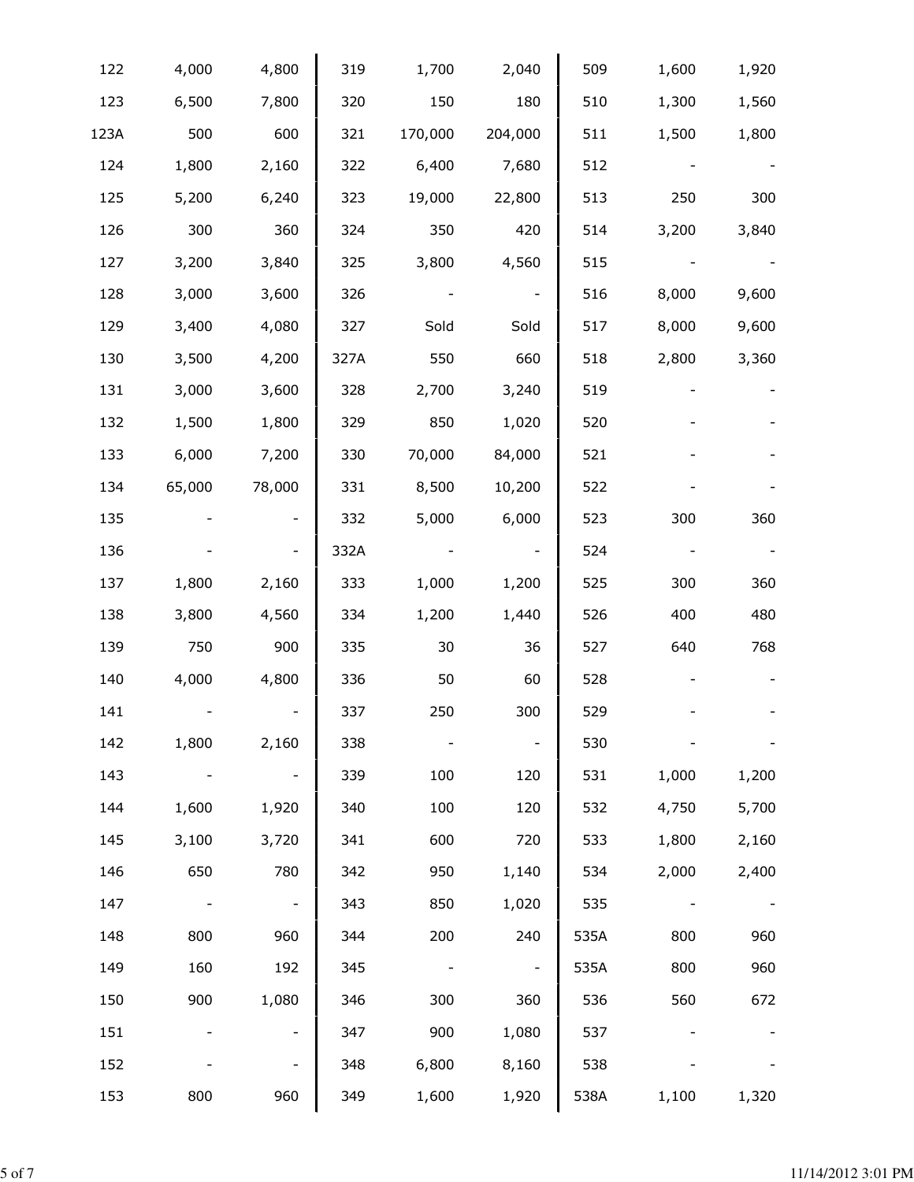| | | | | | | | | |
|---|---|---|---|---|---|---|---|---|
| 122 | 4,000 | 4,800 | 319 | 1,700 | 2,040 | 509 | 1,600 | 1,920 |
| 123 | 6,500 | 7,800 | 320 | 150 | 180 | 510 | 1,300 | 1,560 |
| 123A | 500 | 600 | 321 | 170,000 | 204,000 | 511 | 1,500 | 1,800 |
| 124 | 1,800 | 2,160 | 322 | 6,400 | 7,680 | 512 | - | - |
| 125 | 5,200 | 6,240 | 323 | 19,000 | 22,800 | 513 | 250 | 300 |
| 126 | 300 | 360 | 324 | 350 | 420 | 514 | 3,200 | 3,840 |
| 127 | 3,200 | 3,840 | 325 | 3,800 | 4,560 | 515 | - | - |
| 128 | 3,000 | 3,600 | 326 | - | - | 516 | 8,000 | 9,600 |
| 129 | 3,400 | 4,080 | 327 | Sold | Sold | 517 | 8,000 | 9,600 |
| 130 | 3,500 | 4,200 | 327A | 550 | 660 | 518 | 2,800 | 3,360 |
| 131 | 3,000 | 3,600 | 328 | 2,700 | 3,240 | 519 | - | - |
| 132 | 1,500 | 1,800 | 329 | 850 | 1,020 | 520 | - | - |
| 133 | 6,000 | 7,200 | 330 | 70,000 | 84,000 | 521 | - | - |
| 134 | 65,000 | 78,000 | 331 | 8,500 | 10,200 | 522 | - | - |
| 135 | - | - | 332 | 5,000 | 6,000 | 523 | 300 | 360 |
| 136 | - | - | 332A | - | - | 524 | - | - |
| 137 | 1,800 | 2,160 | 333 | 1,000 | 1,200 | 525 | 300 | 360 |
| 138 | 3,800 | 4,560 | 334 | 1,200 | 1,440 | 526 | 400 | 480 |
| 139 | 750 | 900 | 335 | 30 | 36 | 527 | 640 | 768 |
| 140 | 4,000 | 4,800 | 336 | 50 | 60 | 528 | - | - |
| 141 | - | - | 337 | 250 | 300 | 529 | - | - |
| 142 | 1,800 | 2,160 | 338 | - | - | 530 | - | - |
| 143 | - | - | 339 | 100 | 120 | 531 | 1,000 | 1,200 |
| 144 | 1,600 | 1,920 | 340 | 100 | 120 | 532 | 4,750 | 5,700 |
| 145 | 3,100 | 3,720 | 341 | 600 | 720 | 533 | 1,800 | 2,160 |
| 146 | 650 | 780 | 342 | 950 | 1,140 | 534 | 2,000 | 2,400 |
| 147 | - | - | 343 | 850 | 1,020 | 535 | - | - |
| 148 | 800 | 960 | 344 | 200 | 240 | 535A | 800 | 960 |
| 149 | 160 | 192 | 345 | - | - | 535A | 800 | 960 |
| 150 | 900 | 1,080 | 346 | 300 | 360 | 536 | 560 | 672 |
| 151 | - | - | 347 | 900 | 1,080 | 537 | - | - |
| 152 | - | - | 348 | 6,800 | 8,160 | 538 | - | - |
| 153 | 800 | 960 | 349 | 1,600 | 1,920 | 538A | 1,100 | 1,320 |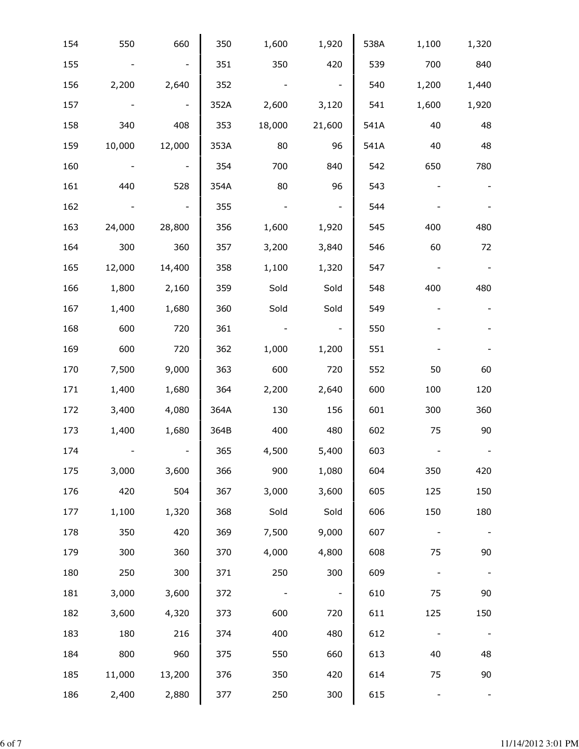| | | | | | | | | |
|---|---|---|---|---|---|---|---|---|
| 154 | 550 | 660 | 350 | 1,600 | 1,920 | 538A | 1,100 | 1,320 |
| 155 | - | - | 351 | 350 | 420 | 539 | 700 | 840 |
| 156 | 2,200 | 2,640 | 352 | - | - | 540 | 1,200 | 1,440 |
| 157 | - | - | 352A | 2,600 | 3,120 | 541 | 1,600 | 1,920 |
| 158 | 340 | 408 | 353 | 18,000 | 21,600 | 541A | 40 | 48 |
| 159 | 10,000 | 12,000 | 353A | 80 | 96 | 541A | 40 | 48 |
| 160 | - | - | 354 | 700 | 840 | 542 | 650 | 780 |
| 161 | 440 | 528 | 354A | 80 | 96 | 543 | - | - |
| 162 | - | - | 355 | - | - | 544 | - | - |
| 163 | 24,000 | 28,800 | 356 | 1,600 | 1,920 | 545 | 400 | 480 |
| 164 | 300 | 360 | 357 | 3,200 | 3,840 | 546 | 60 | 72 |
| 165 | 12,000 | 14,400 | 358 | 1,100 | 1,320 | 547 | - | - |
| 166 | 1,800 | 2,160 | 359 | Sold | Sold | 548 | 400 | 480 |
| 167 | 1,400 | 1,680 | 360 | Sold | Sold | 549 | - | - |
| 168 | 600 | 720 | 361 | - | - | 550 | - | - |
| 169 | 600 | 720 | 362 | 1,000 | 1,200 | 551 | - | - |
| 170 | 7,500 | 9,000 | 363 | 600 | 720 | 552 | 50 | 60 |
| 171 | 1,400 | 1,680 | 364 | 2,200 | 2,640 | 600 | 100 | 120 |
| 172 | 3,400 | 4,080 | 364A | 130 | 156 | 601 | 300 | 360 |
| 173 | 1,400 | 1,680 | 364B | 400 | 480 | 602 | 75 | 90 |
| 174 | - | - | 365 | 4,500 | 5,400 | 603 | - | - |
| 175 | 3,000 | 3,600 | 366 | 900 | 1,080 | 604 | 350 | 420 |
| 176 | 420 | 504 | 367 | 3,000 | 3,600 | 605 | 125 | 150 |
| 177 | 1,100 | 1,320 | 368 | Sold | Sold | 606 | 150 | 180 |
| 178 | 350 | 420 | 369 | 7,500 | 9,000 | 607 | - | - |
| 179 | 300 | 360 | 370 | 4,000 | 4,800 | 608 | 75 | 90 |
| 180 | 250 | 300 | 371 | 250 | 300 | 609 | - | - |
| 181 | 3,000 | 3,600 | 372 | - | - | 610 | 75 | 90 |
| 182 | 3,600 | 4,320 | 373 | 600 | 720 | 611 | 125 | 150 |
| 183 | 180 | 216 | 374 | 400 | 480 | 612 | - | - |
| 184 | 800 | 960 | 375 | 550 | 660 | 613 | 40 | 48 |
| 185 | 11,000 | 13,200 | 376 | 350 | 420 | 614 | 75 | 90 |
| 186 | 2,400 | 2,880 | 377 | 250 | 300 | 615 | - | - |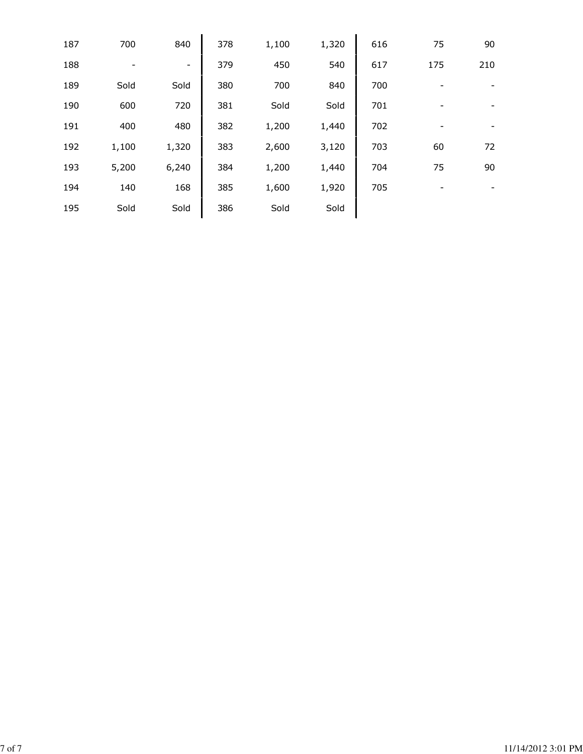| | | | | | | | | |
|---|---|---|---|---|---|---|---|---|
| 187 | 700 | 840 | 378 | 1,100 | 1,320 | 616 | 75 | 90 |
| 188 | - | - | 379 | 450 | 540 | 617 | 175 | 210 |
| 189 | Sold | Sold | 380 | 700 | 840 | 700 | - | - |
| 190 | 600 | 720 | 381 | Sold | Sold | 701 | - | - |
| 191 | 400 | 480 | 382 | 1,200 | 1,440 | 702 | - | - |
| 192 | 1,100 | 1,320 | 383 | 2,600 | 3,120 | 703 | 60 | 72 |
| 193 | 5,200 | 6,240 | 384 | 1,200 | 1,440 | 704 | 75 | 90 |
| 194 | 140 | 168 | 385 | 1,600 | 1,920 | 705 | - | - |
| 195 | Sold | Sold | 386 | Sold | Sold | | | |